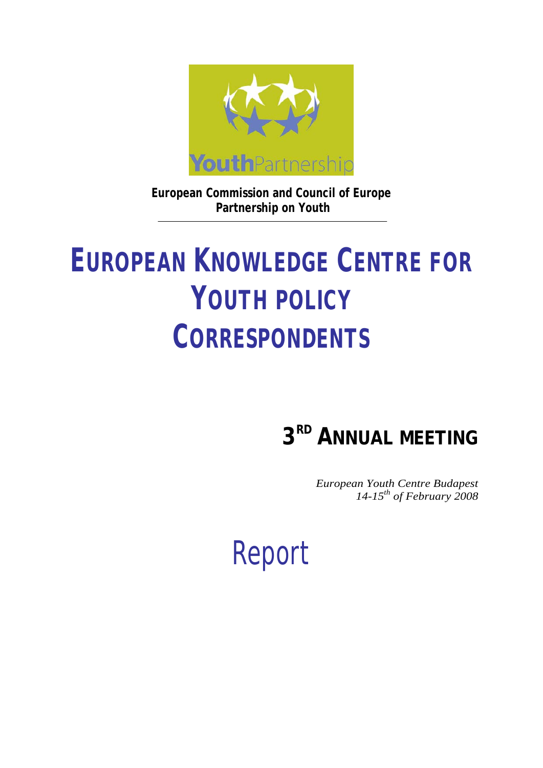YouthPartnership

**European Commission and Council of Europe Partnership on Youth**

# EUROPEAN KNOWLEDGE CENTRE FOR YOUTH POLICY CORRESPONDENTS

## 3RD ANNUAL MEETING

*European Youth Centre Budapest*
*14-15th of February 2008*

# Report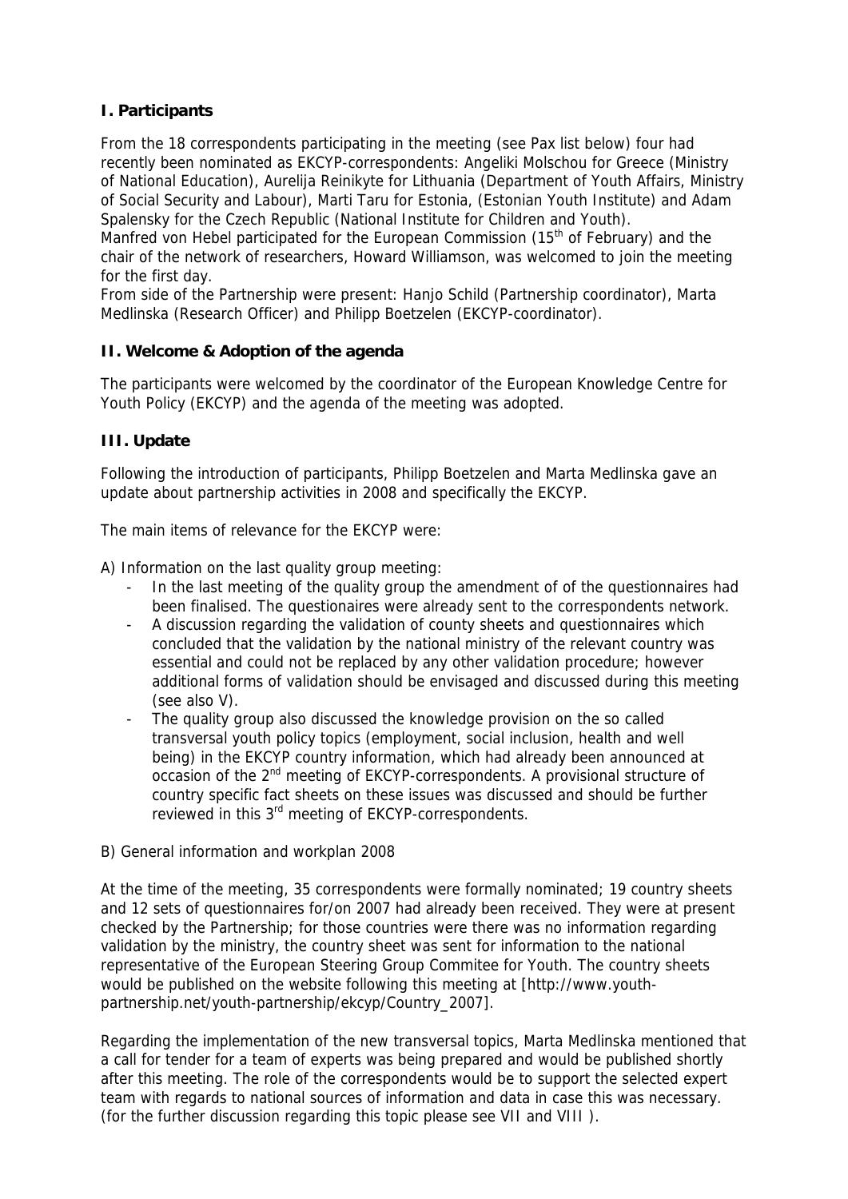## I. Participants

From the 18 correspondents participating in the meeting (see Pax list below) four had recently been nominated as EKCYP-correspondents: Angeliki Molschou for Greece (Ministry of National Education), Aurelija Reinikyte for Lithuania (Department of Youth Affairs, Ministry of Social Security and Labour), Marti Taru for Estonia, (Estonian Youth Institute) and Adam Spalensky for the Czech Republic (National Institute for Children and Youth).
Manfred von Hebel participated for the European Commission (15th of February) and the chair of the network of researchers, Howard Williamson, was welcomed to join the meeting for the first day.
From side of the Partnership were present: Hanjo Schild (Partnership coordinator), Marta Medlinska (Research Officer) and Philipp Boetzelen (EKCYP-coordinator).

## II. Welcome & Adoption of the agenda

The participants were welcomed by the coordinator of the European Knowledge Centre for Youth Policy (EKCYP) and the agenda of the meeting was adopted.

## III. Update

Following the introduction of participants, Philipp Boetzelen and Marta Medlinska gave an update about partnership activities in 2008 and specifically the EKCYP.

The main items of relevance for the EKCYP were:

A) Information on the last quality group meeting:

- In the last meeting of the quality group the amendment of of the questionnaires had been finalised. The questionaires were already sent to the correspondents network.
- A discussion regarding the validation of county sheets and questionnaires which concluded that the validation by the national ministry of the relevant country was essential and could not be replaced by any other validation procedure; however additional forms of validation should be envisaged and discussed during this meeting (see also V).
- The quality group also discussed the knowledge provision on the so called transversal youth policy topics (employment, social inclusion, health and well being) in the EKCYP country information, which had already been announced at occasion of the 2nd meeting of EKCYP-correspondents. A provisional structure of country specific fact sheets on these issues was discussed and should be further reviewed in this 3rd meeting of EKCYP-correspondents.

B) General information and workplan 2008

At the time of the meeting, 35 correspondents were formally nominated; 19 country sheets and 12 sets of questionnaires for/on 2007 had already been received. They were at present checked by the Partnership; for those countries were there was no information regarding validation by the ministry, the country sheet was sent for information to the national representative of the European Steering Group Commitee for Youth. The country sheets would be published on the website following this meeting at [http://www.youth-partnership.net/youth-partnership/ekcyp/Country_2007].

Regarding the implementation of the new transversal topics, Marta Medlinska mentioned that a call for tender for a team of experts was being prepared and would be published shortly after this meeting. The role of the correspondents would be to support the selected expert team with regards to national sources of information and data in case this was necessary. (for the further discussion regarding this topic please see VII and VIII ).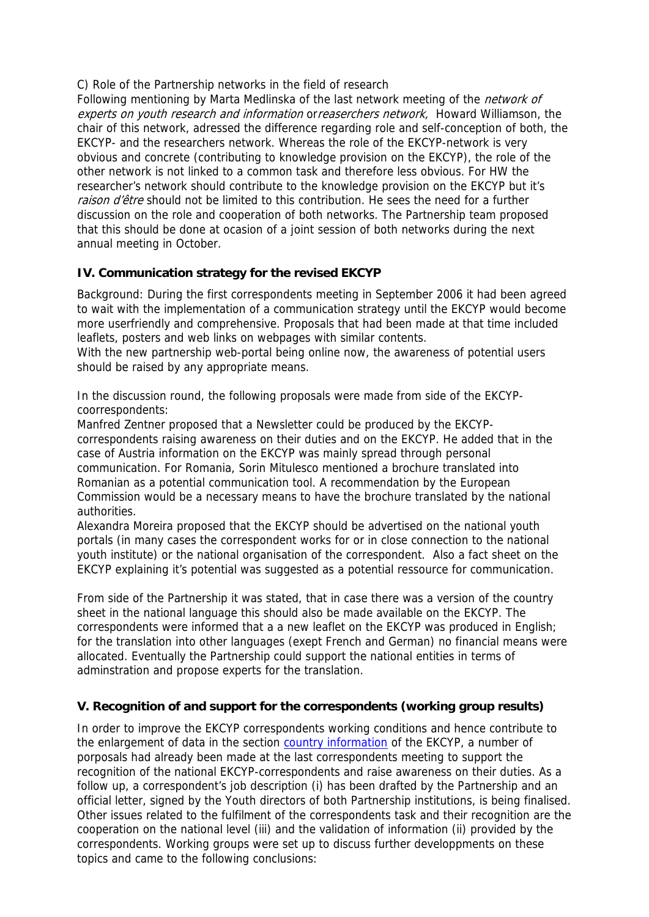C) Role of the Partnership networks in the field of research

Following mentioning by Marta Medlinska of the last network meeting of the *network of experts on youth research and information* or*reaserchers network,* Howard Williamson, the chair of this network, adressed the difference regarding role and self-conception of both, the EKCYP- and the researchers network. Whereas the role of the EKCYP-network is very obvious and concrete (contributing to knowledge provision on the EKCYP), the role of the other network is not linked to a common task and therefore less obvious. For HW the researcher's network should contribute to the knowledge provision on the EKCYP but it's *raison d'être* should not be limited to this contribution. He sees the need for a further discussion on the role and cooperation of both networks. The Partnership team proposed that this should be done at ocasion of a joint session of both networks during the next annual meeting in October.

### IV. Communication strategy for the revised EKCYP

Background: During the first correspondents meeting in September 2006 it had been agreed to wait with the implementation of a communication strategy until the EKCYP would become more userfriendly and comprehensive. Proposals that had been made at that time included leaflets, posters and web links on webpages with similar contents.

With the new partnership web-portal being online now, the awareness of potential users should be raised by any appropriate means.

In the discussion round, the following proposals were made from side of the EKCYP-coorrespondents:

Manfred Zentner proposed that a Newsletter could be produced by the EKCYP-correspondents raising awareness on their duties and on the EKCYP. He added that in the case of Austria information on the EKCYP was mainly spread through personal communication. For Romania, Sorin Mitulesco mentioned a brochure translated into Romanian as a potential communication tool. A recommendation by the European Commission would be a necessary means to have the brochure translated by the national authorities.

Alexandra Moreira proposed that the EKCYP should be advertised on the national youth portals (in many cases the correspondent works for or in close connection to the national youth institute) or the national organisation of the correspondent. Also a fact sheet on the EKCYP explaining it's potential was suggested as a potential ressource for communication.

From side of the Partnership it was stated, that in case there was a version of the country sheet in the national language this should also be made available on the EKCYP. The correspondents were informed that a a new leaflet on the EKCYP was produced in English; for the translation into other languages (exept French and German) no financial means were allocated. Eventually the Partnership could support the national entities in terms of adminstration and propose experts for the translation.

### V. Recognition of and support for the correspondents (working group results)

In order to improve the EKCYP correspondents working conditions and hence contribute to the enlargement of data in the section country information of the EKCYP, a number of porposals had already been made at the last correspondents meeting to support the recognition of the national EKCYP-correspondents and raise awareness on their duties. As a follow up, a correspondent's job description (i) has been drafted by the Partnership and an official letter, signed by the Youth directors of both Partnership institutions, is being finalised. Other issues related to the fulfilment of the correspondents task and their recognition are the cooperation on the national level (iii) and the validation of information (ii) provided by the correspondents. Working groups were set up to discuss further developpments on these topics and came to the following conclusions: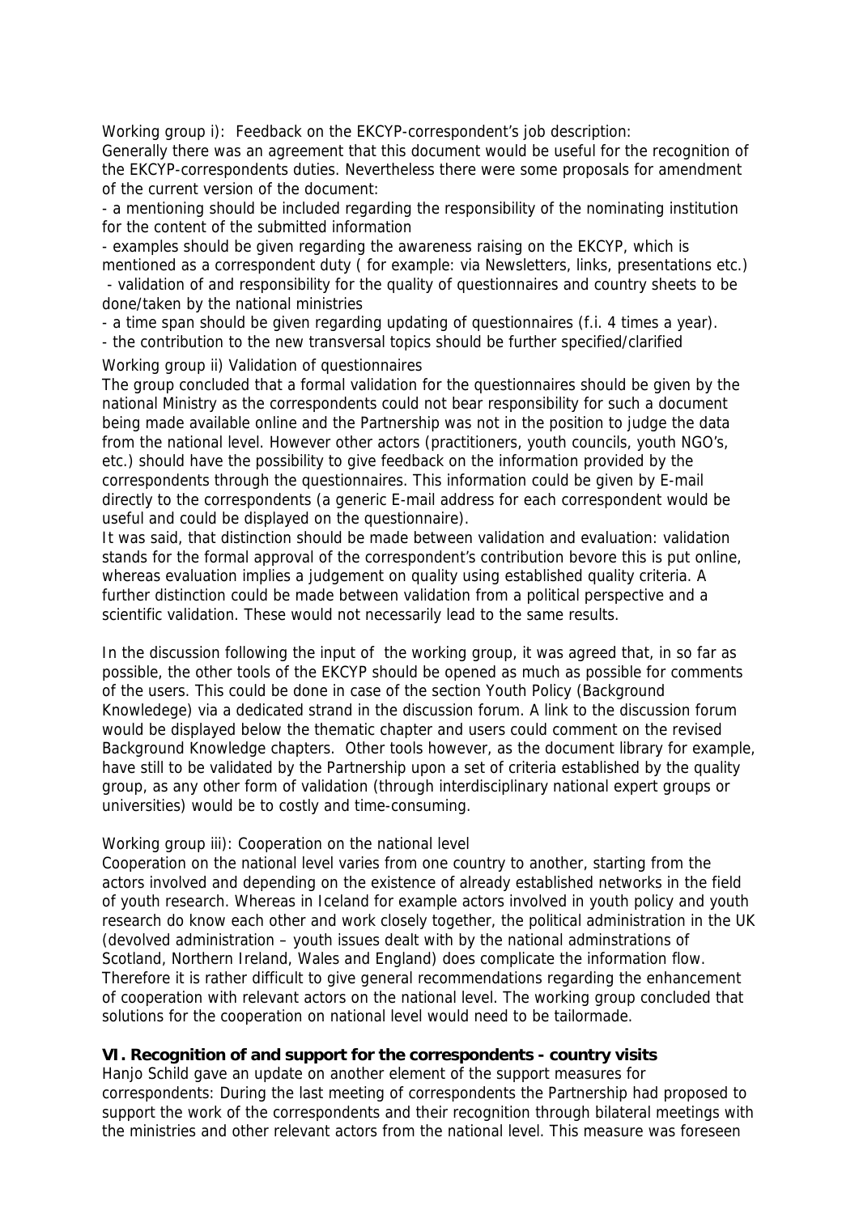Working group i): Feedback on the EKCYP-correspondent's job description:
Generally there was an agreement that this document would be useful for the recognition of the EKCYP-correspondents duties. Nevertheless there were some proposals for amendment of the current version of the document:

- a mentioning should be included regarding the responsibility of the nominating institution for the content of the submitted information
- examples should be given regarding the awareness raising on the EKCYP, which is mentioned as a correspondent duty ( for example: via Newsletters, links, presentations etc.)
- validation of and responsibility for the quality of questionnaires and country sheets to be done/taken by the national ministries
- a time span should be given regarding updating of questionnaires (f.i. 4 times a year).
- the contribution to the new transversal topics should be further specified/clarified

Working group ii) Validation of questionnaires
The group concluded that a formal validation for the questionnaires should be given by the national Ministry as the correspondents could not bear responsibility for such a document being made available online and the Partnership was not in the position to judge the data from the national level. However other actors (practitioners, youth councils, youth NGO's, etc.) should have the possibility to give feedback on the information provided by the correspondents through the questionnaires. This information could be given by E-mail directly to the correspondents (a generic E-mail address for each correspondent would be useful and could be displayed on the questionnaire).
It was said, that distinction should be made between validation and evaluation: validation stands for the formal approval of the correspondent's contribution bevore this is put online, whereas evaluation implies a judgement on quality using established quality criteria. A further distinction could be made between validation from a political perspective and a scientific validation. These would not necessarily lead to the same results.

In the discussion following the input of the working group, it was agreed that, in so far as possible, the other tools of the EKCYP should be opened as much as possible for comments of the users. This could be done in case of the section Youth Policy (Background Knowledege) via a dedicated strand in the discussion forum. A link to the discussion forum would be displayed below the thematic chapter and users could comment on the revised Background Knowledge chapters. Other tools however, as the document library for example, have still to be validated by the Partnership upon a set of criteria established by the quality group, as any other form of validation (through interdisciplinary national expert groups or universities) would be to costly and time-consuming.

Working group iii): Cooperation on the national level
Cooperation on the national level varies from one country to another, starting from the actors involved and depending on the existence of already established networks in the field of youth research. Whereas in Iceland for example actors involved in youth policy and youth research do know each other and work closely together, the political administration in the UK (devolved administration – youth issues dealt with by the national adminstrations of Scotland, Northern Ireland, Wales and England) does complicate the information flow. Therefore it is rather difficult to give general recommendations regarding the enhancement of cooperation with relevant actors on the national level. The working group concluded that solutions for the cooperation on national level would need to be tailormade.

**VI. Recognition of and support for the correspondents - country visits**
Hanjo Schild gave an update on another element of the support measures for correspondents: During the last meeting of correspondents the Partnership had proposed to support the work of the correspondents and their recognition through bilateral meetings with the ministries and other relevant actors from the national level. This measure was foreseen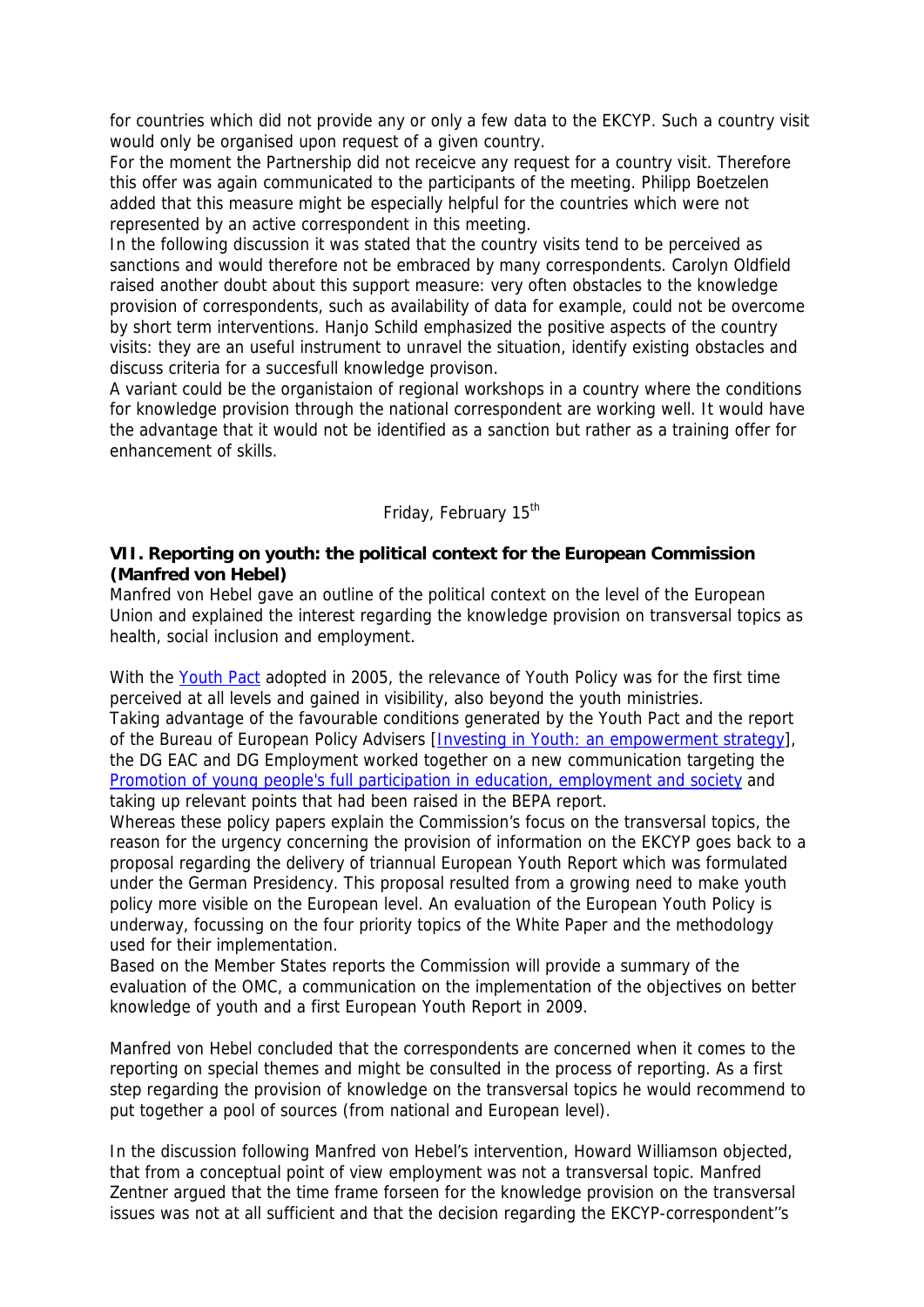for countries which did not provide any or only a few data to the EKCYP. Such a country visit would only be organised upon request of a given country.
For the moment the Partnership did not receicve any request for a country visit. Therefore this offer was again communicated to the participants of the meeting. Philipp Boetzelen added that this measure might be especially helpful for the countries which were not represented by an active correspondent in this meeting.
In the following discussion it was stated that the country visits tend to be perceived as sanctions and would therefore not be embraced by many correspondents. Carolyn Oldfield raised another doubt about this support measure: very often obstacles to the knowledge provision of correspondents, such as availability of data for example, could not be overcome by short term interventions. Hanjo Schild emphasized the positive aspects of the country visits: they are an useful instrument to unravel the situation, identify existing obstacles and discuss criteria for a succesfull knowledge provison.
A variant could be the organistaion of regional workshops in a country where the conditions for knowledge provision through the national correspondent are working well. It would have the advantage that it would not be identified as a sanction but rather as a training offer for enhancement of skills.

Friday, February 15th

**VII. Reporting on youth: the political context for the European Commission (Manfred von Hebel)**

Manfred von Hebel gave an outline of the political context on the level of the European Union and explained the interest regarding the knowledge provision on transversal topics as health, social inclusion and employment.

With the Youth Pact adopted in 2005, the relevance of Youth Policy was for the first time perceived at all levels and gained in visibility, also beyond the youth ministries.
Taking advantage of the favourable conditions generated by the Youth Pact and the report of the Bureau of European Policy Advisers [Investing in Youth: an empowerment strategy], the DG EAC and DG Employment worked together on a new communication targeting the Promotion of young people's full participation in education, employment and society and taking up relevant points that had been raised in the BEPA report.
Whereas these policy papers explain the Commission's focus on the transversal topics, the reason for the urgency concerning the provision of information on the EKCYP goes back to a proposal regarding the delivery of triannual European Youth Report which was formulated under the German Presidency. This proposal resulted from a growing need to make youth policy more visible on the European level. An evaluation of the European Youth Policy is underway, focussing on the four priority topics of the White Paper and the methodology used for their implementation.
Based on the Member States reports the Commission will provide a summary of the evaluation of the OMC, a communication on the implementation of the objectives on better knowledge of youth and a first European Youth Report in 2009.

Manfred von Hebel concluded that the correspondents are concerned when it comes to the reporting on special themes and might be consulted in the process of reporting. As a first step regarding the provision of knowledge on the transversal topics he would recommend to put together a pool of sources (from national and European level).

In the discussion following Manfred von Hebel's intervention, Howard Williamson objected, that from a conceptual point of view employment was not a transversal topic. Manfred Zentner argued that the time frame forseen for the knowledge provision on the transversal issues was not at all sufficient and that the decision regarding the EKCYP-correspondent''s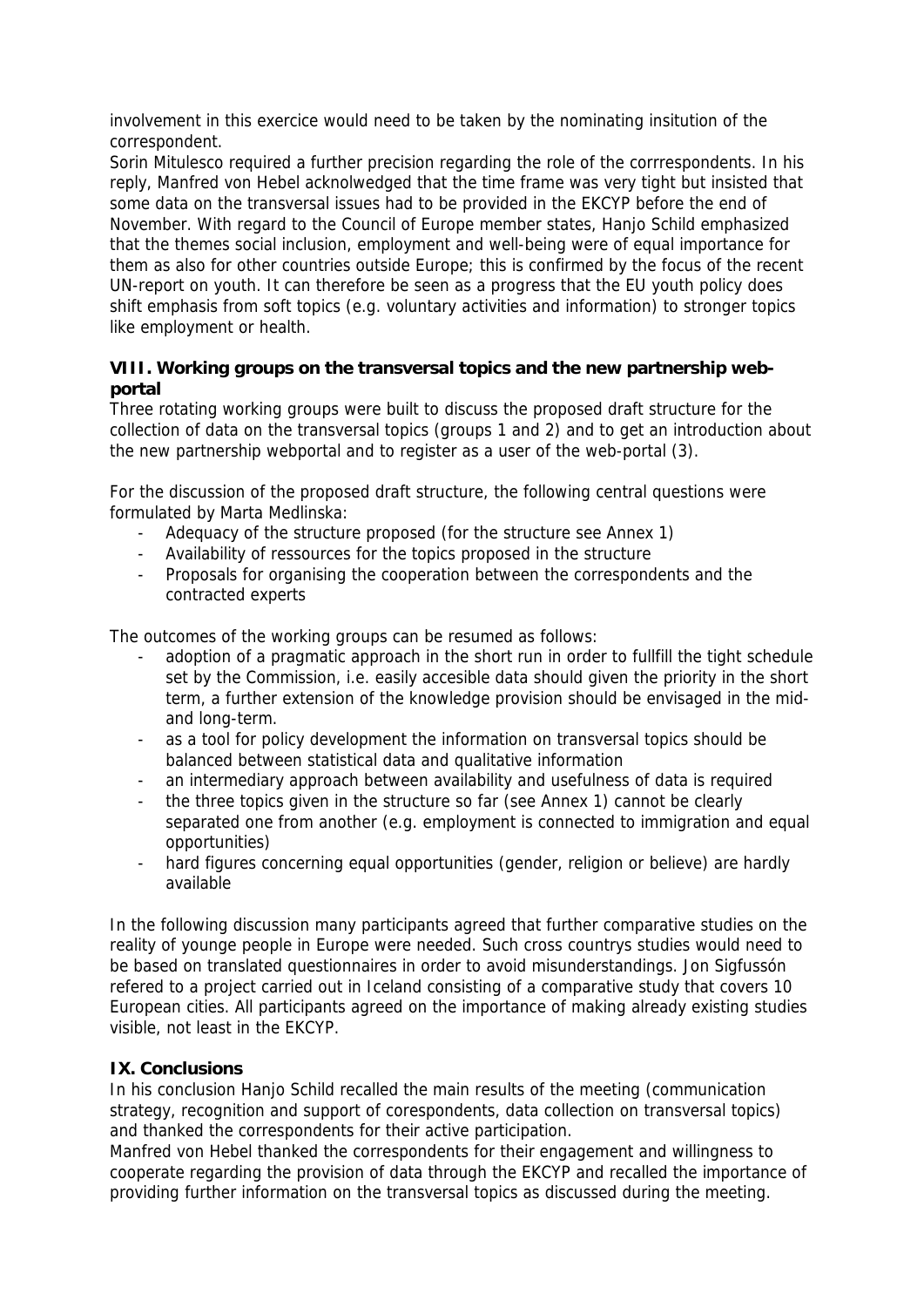involvement in this exercice would need to be taken by the nominating insitution of the correspondent.
Sorin Mitulesco required a further precision regarding the role of the corrrespondents. In his reply, Manfred von Hebel acknolwedged that the time frame was very tight but insisted that some data on the transversal issues had to be provided in the EKCYP before the end of November. With regard to the Council of Europe member states, Hanjo Schild emphasized that the themes social inclusion, employment and well-being were of equal importance for them as also for other countries outside Europe; this is confirmed by the focus of the recent UN-report on youth. It can therefore be seen as a progress that the EU youth policy does shift emphasis from soft topics (e.g. voluntary activities and information) to stronger topics like employment or health.

**VIII. Working groups on the transversal topics and the new partnership web-portal**

Three rotating working groups were built to discuss the proposed draft structure for the collection of data on the transversal topics (groups 1 and 2) and to get an introduction about the new partnership webportal and to register as a user of the web-portal (3).

For the discussion of the proposed draft structure, the following central questions were formulated by Marta Medlinska:

- Adequacy of the structure proposed (for the structure see Annex 1)
- Availability of ressources for the topics proposed in the structure
- Proposals for organising the cooperation between the correspondents and the contracted experts

The outcomes of the working groups can be resumed as follows:

- adoption of a pragmatic approach in the short run in order to fullfill the tight schedule set by the Commission, i.e. easily accesible data should given the priority in the short term, a further extension of the knowledge provision should be envisaged in the mid- and long-term.
- as a tool for policy development the information on transversal topics should be balanced between statistical data and qualitative information
- an intermediary approach between availability and usefulness of data is required
- the three topics given in the structure so far (see Annex 1) cannot be clearly separated one from another (e.g. employment is connected to immigration and equal opportunities)
- hard figures concerning equal opportunities (gender, religion or believe) are hardly available

In the following discussion many participants agreed that further comparative studies on the reality of younge people in Europe were needed. Such cross countrys studies would need to be based on translated questionnaires in order to avoid misunderstandings. Jon Sigfussón refered to a project carried out in Iceland consisting of a comparative study that covers 10 European cities. All participants agreed on the importance of making already existing studies visible, not least in the EKCYP.

**IX. Conclusions**

In his conclusion Hanjo Schild recalled the main results of the meeting (communication strategy, recognition and support of corespondents, data collection on transversal topics) and thanked the correspondents for their active participation.
Manfred von Hebel thanked the correspondents for their engagement and willingness to cooperate regarding the provision of data through the EKCYP and recalled the importance of providing further information on the transversal topics as discussed during the meeting.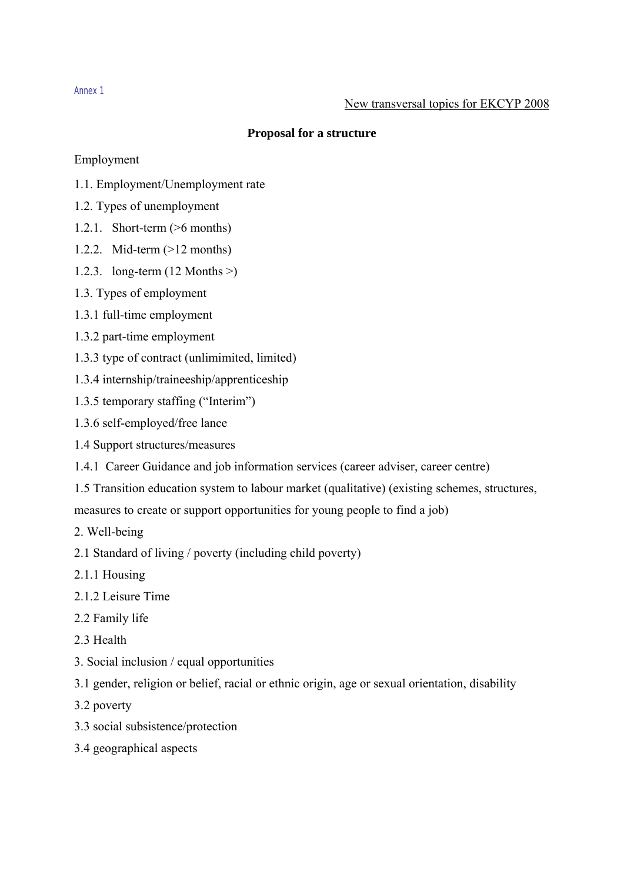Annex 1

New transversal topics for EKCYP 2008

**Proposal for a structure**

Employment

1.1. Employment/Unemployment rate

1.2. Types of unemployment

1.2.1. Short-term (>6 months)

1.2.2. Mid-term (>12 months)

1.2.3. long-term (12 Months >)

1.3. Types of employment

1.3.1 full-time employment

1.3.2 part-time employment

1.3.3 type of contract (unlimimited, limited)

1.3.4 internship/traineeship/apprenticeship

1.3.5 temporary staffing ("Interim")

1.3.6 self-employed/free lance

1.4 Support structures/measures

1.4.1 Career Guidance and job information services (career adviser, career centre)

1.5 Transition education system to labour market (qualitative) (existing schemes, structures, measures to create or support opportunities for young people to find a job)

2. Well-being

2.1 Standard of living / poverty (including child poverty)

2.1.1 Housing

2.1.2 Leisure Time

2.2 Family life

2.3 Health

3. Social inclusion / equal opportunities

3.1 gender, religion or belief, racial or ethnic origin, age or sexual orientation, disability

3.2 poverty

3.3 social subsistence/protection

3.4 geographical aspects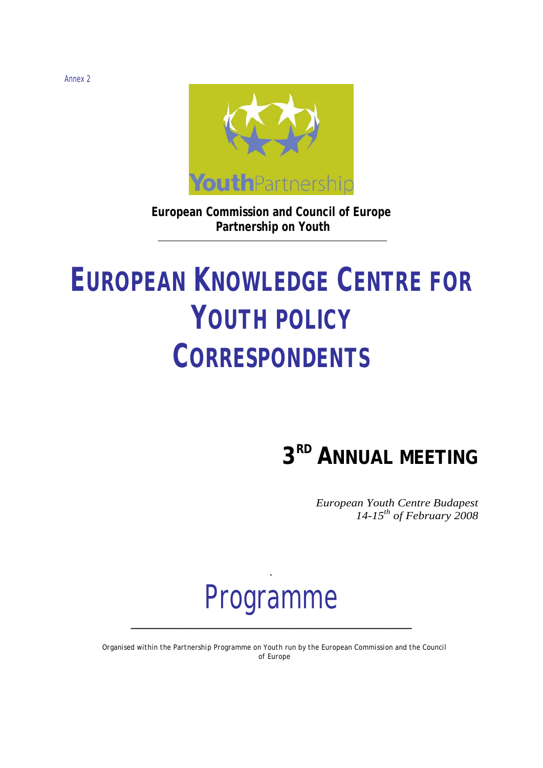Annex 2

**European Commission and Council of Europe**
**Partnership on Youth**

# EUROPEAN KNOWLEDGE CENTRE FOR YOUTH POLICY CORRESPONDENTS

## 3RD ANNUAL MEETING

*European Youth Centre Budapest*
*14-15th of February 2008*

# Programme

Organised within the Partnership Programme on Youth run by the European Commission and the Council of Europe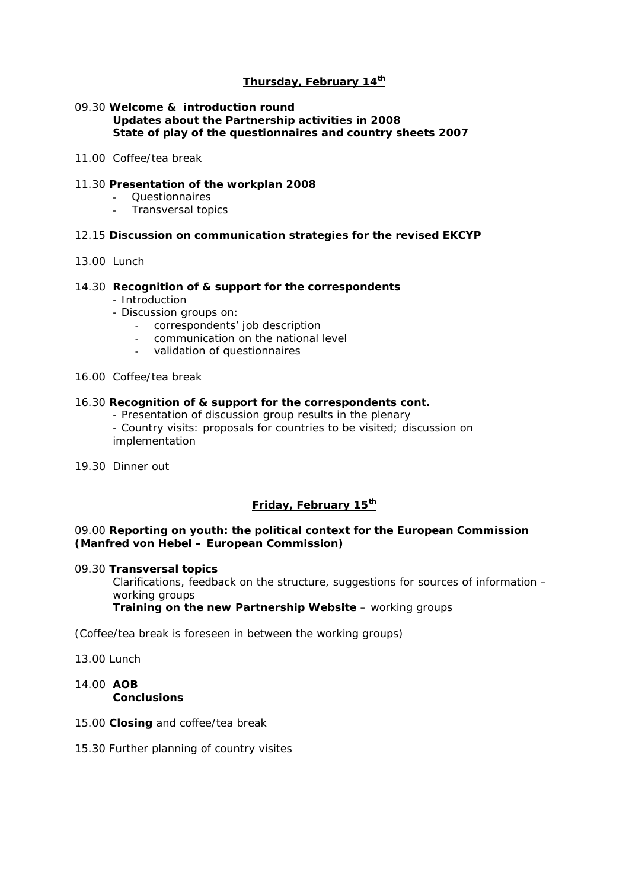**Thursday, February 14th**

09.30 **Welcome & introduction round**
**Updates about the Partnership activities in 2008**
**State of play of the questionnaires and country sheets 2007**

11.00 Coffee/tea break

11.30 **Presentation of the workplan 2008**

- Questionnaires
- Transversal topics

12.15 **Discussion on communication strategies for the revised EKCYP**

13.00 Lunch

14.30 **Recognition of & support for the correspondents**

- Introduction
- Discussion groups on:
  - correspondents' job description
  - communication on the national level
  - validation of questionnaires

16.00 Coffee/tea break

16.30 **Recognition of & support for the correspondents cont.**

- Presentation of discussion group results in the plenary
- Country visits: proposals for countries to be visited; discussion on implementation

19.30 Dinner out

**Friday, February 15th**

09.00 **Reporting on youth: the political context for the European Commission (Manfred von Hebel – European Commission)**

09.30 **Transversal topics**
Clarifications, feedback on the structure, suggestions for sources of information – working groups
**Training on the new Partnership Website** – working groups

(Coffee/tea break is foreseen in between the working groups)

13.00 Lunch

14.00 **AOB**
**Conclusions**

15.00 **Closing** and coffee/tea break

15.30 Further planning of country visites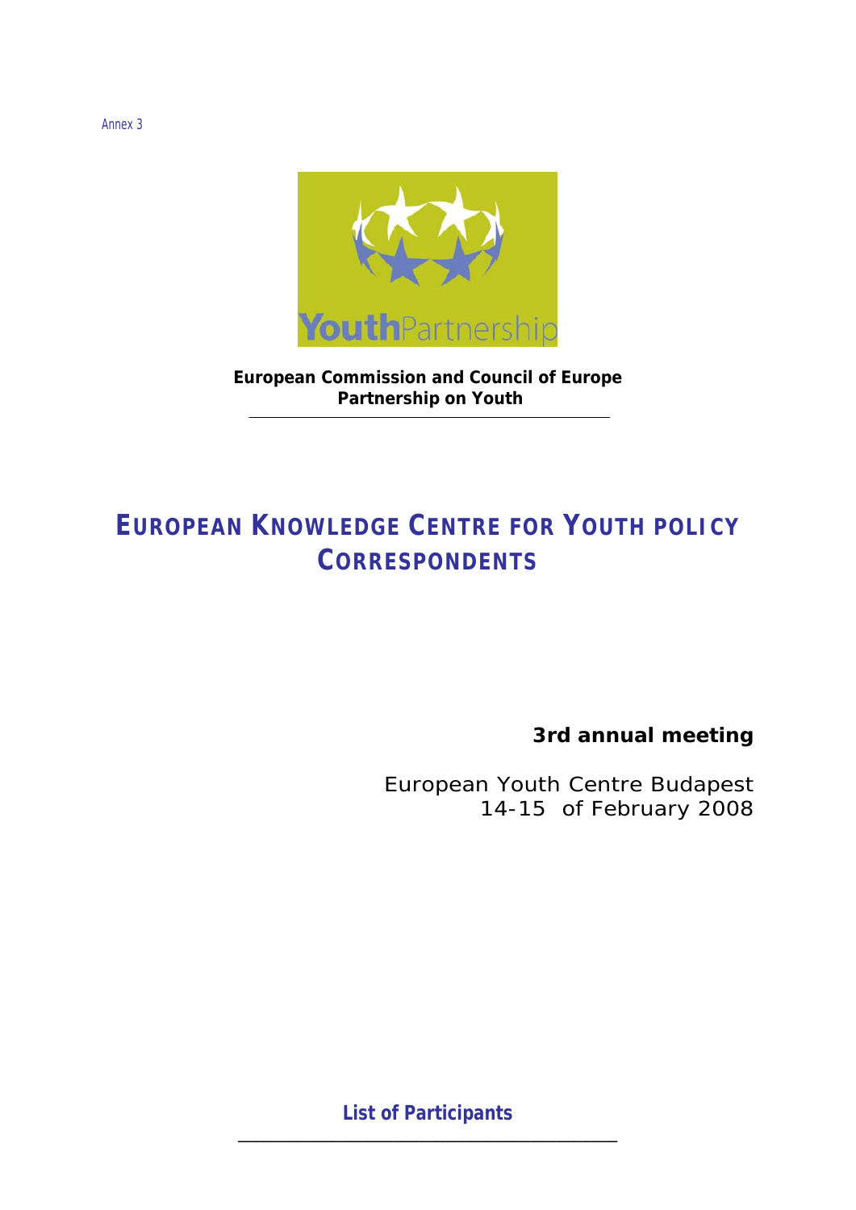Annex 3

**European Commission and Council of Europe Partnership on Youth**

# EUROPEAN KNOWLEDGE CENTRE FOR YOUTH POLICY CORRESPONDENTS

**3rd annual meeting**

European Youth Centre Budapest
14-15 of February 2008

## List of Participants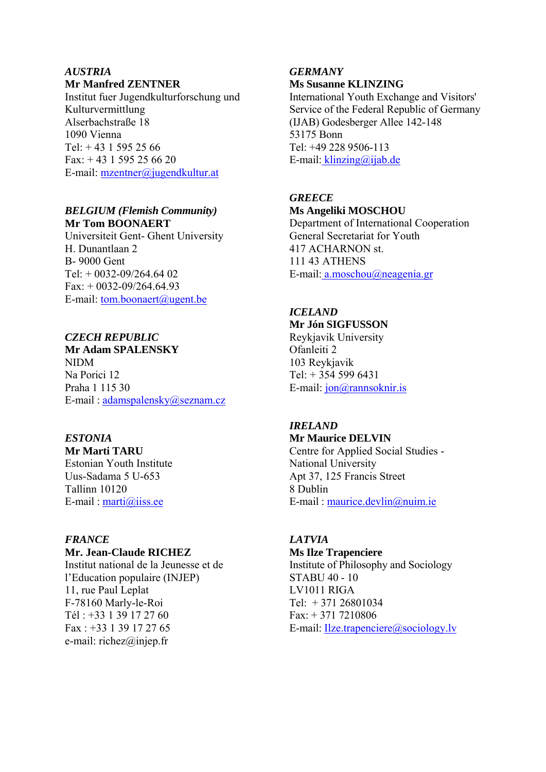*AUSTRIA*
**Mr Manfred ZENTNER**
Institut fuer Jugendkulturforschung und Kulturvermittlung
Alserbachstraße 18
1090 Vienna
Tel: + 43 1 595 25 66
Fax: + 43 1 595 25 66 20
E-mail: mzentner@jugendkultur.at

*BELGIUM (Flemish Community)*
**Mr Tom BOONAERT**
Universiteit Gent- Ghent University
H. Dunantlaan 2
B- 9000 Gent
Tel: + 0032-09/264.64 02
Fax: + 0032-09/264.64.93
E-mail: tom.boonaert@ugent.be

*CZECH REPUBLIC*
**Mr Adam SPALENSKY**
NIDM
Na Porici 12
Praha 1 115 30
E-mail : adamspalensky@seznam.cz

*ESTONIA*
**Mr Marti TARU**
Estonian Youth Institute
Uus-Sadama 5 U-653
Tallinn 10120
E-mail : marti@iiss.ee

*FRANCE*
**Mr. Jean-Claude RICHEZ**
Institut national de la Jeunesse et de l'Education populaire (INJEP)
11, rue Paul Leplat
F-78160 Marly-le-Roi
Tél : +33 1 39 17 27 60
Fax : +33 1 39 17 27 65
e-mail: richez@injep.fr

*GERMANY*
**Ms Susanne KLINZING**
International Youth Exchange and Visitors' Service of the Federal Republic of Germany (IJAB) Godesberger Allee 142-148
53175 Bonn
Tel: +49 228 9506-113
E-mail: klinzing@ijab.de

*GREECE*
**Ms Angeliki MOSCHOU**
Department of International Cooperation
General Secretariat for Youth
417 ACHARNON st.
111 43 ATHENS
E-mail: a.moschou@neagenia.gr

*ICELAND*
**Mr Jón SIGFUSSON**
Reykjavik University
Ofanleiti 2
103 Reykjavik
Tel: + 354 599 6431
E-mail: jon@rannsoknir.is

*IRELAND*
**Mr Maurice DELVIN**
Centre for Applied Social Studies - National University
Apt 37, 125 Francis Street
8 Dublin
E-mail : maurice.devlin@nuim.ie

*LATVIA*
**Ms Ilze Trapenciere**
Institute of Philosophy and Sociology
STABU 40 - 10
LV1011 RIGA
Tel: + 371 26801034
Fax: + 371 7210806
E-mail: Ilze.trapenciere@sociology.lv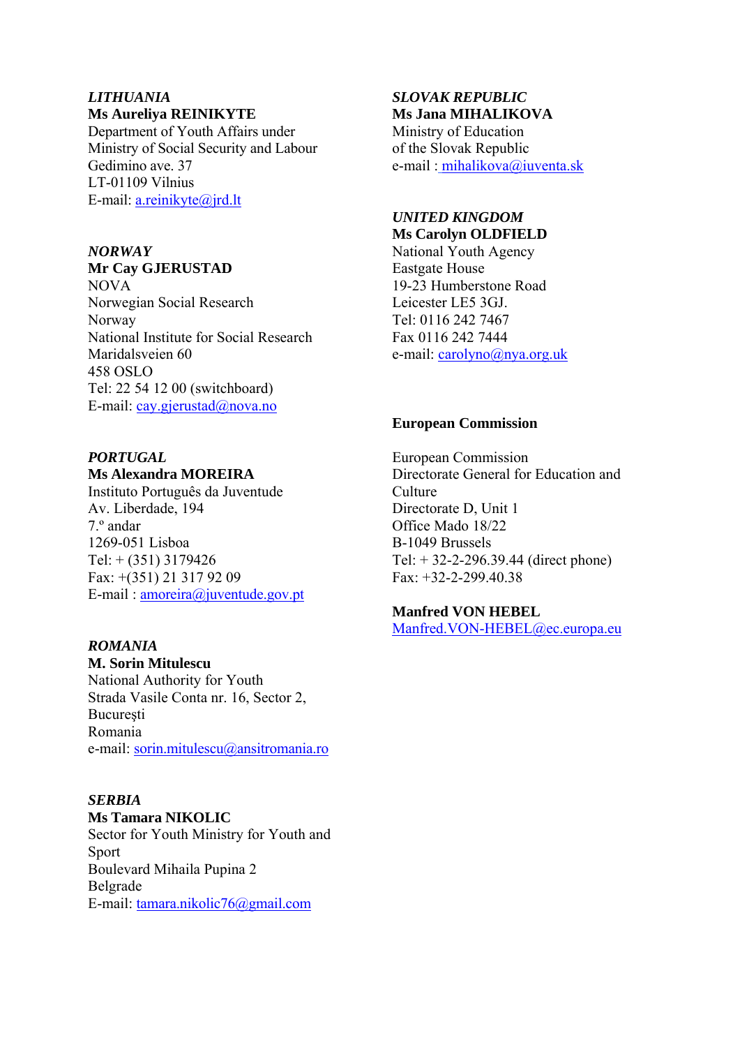*LITHUANIA*
**Ms Aureliya REINIKYTE**
Department of Youth Affairs under
Ministry of Social Security and Labour
Gedimino ave. 37
LT-01109 Vilnius
E-mail: a.reinikyte@jrd.lt

*NORWAY*
**Mr Cay GJERUSTAD**
NOVA
Norwegian Social Research
Norway
National Institute for Social Research
Maridalsveien 60
458 OSLO
Tel: 22 54 12 00 (switchboard)
E-mail: cay.gjerustad@nova.no

*PORTUGAL*
**Ms Alexandra MOREIRA**
Instituto Português da Juventude
Av. Liberdade, 194
7.º andar
1269-051 Lisboa
Tel: + (351) 3179426
Fax: +(351) 21 317 92 09
E-mail : amoreira@juventude.gov.pt

*ROMANIA*
**M. Sorin Mitulescu**
National Authority for Youth
Strada Vasile Conta nr. 16, Sector 2,
Bucureşti
Romania
e-mail: sorin.mitulescu@ansitromania.ro

*SERBIA*
**Ms Tamara NIKOLIC**
Sector for Youth Ministry for Youth and Sport
Boulevard Mihaila Pupina 2
Belgrade
E-mail: tamara.nikolic76@gmail.com

*SLOVAK REPUBLIC*
**Ms Jana MIHALIKOVA**
Ministry of Education
of the Slovak Republic
e-mail : mihalikova@iuventa.sk

*UNITED KINGDOM*
**Ms Carolyn OLDFIELD**
National Youth Agency
Eastgate House
19-23 Humberstone Road
Leicester LE5 3GJ.
Tel: 0116 242 7467
Fax 0116 242 7444
e-mail: carolyno@nya.org.uk

**European Commission**

European Commission
Directorate General for Education and Culture
Directorate D, Unit 1
Office Mado 18/22
B-1049 Brussels
Tel: + 32-2-296.39.44 (direct phone)
Fax: +32-2-299.40.38

**Manfred VON HEBEL**
Manfred.VON-HEBEL@ec.europa.eu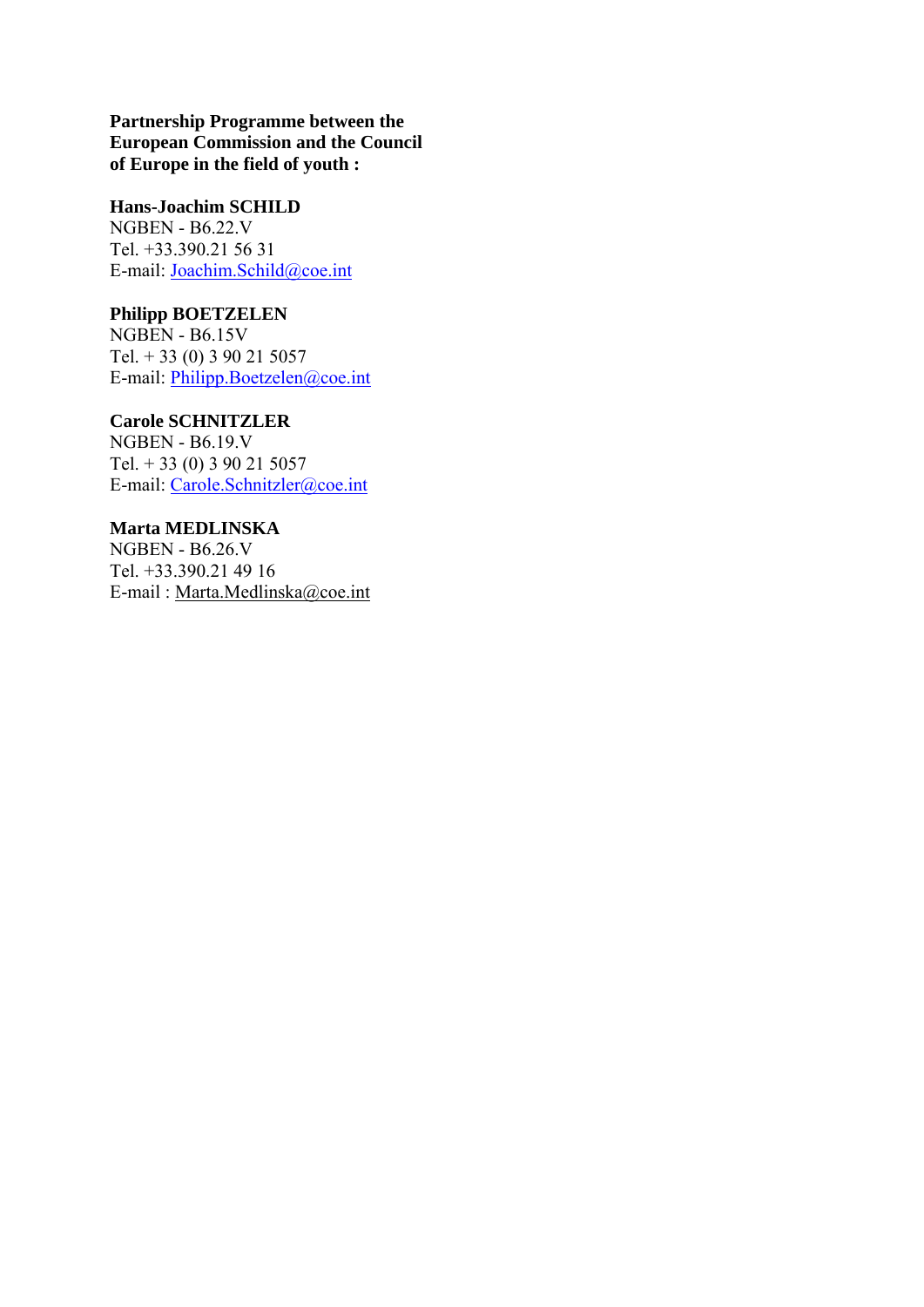**Partnership Programme between the European Commission and the Council of Europe in the field of youth :**

**Hans-Joachim SCHILD**
NGBEN - B6.22.V
Tel. +33.390.21 56 31
E-mail: Joachim.Schild@coe.int

**Philipp BOETZELEN**
NGBEN - B6.15V
Tel. + 33 (0) 3 90 21 5057
E-mail: Philipp.Boetzelen@coe.int

**Carole SCHNITZLER**
NGBEN - B6.19.V
Tel. + 33 (0) 3 90 21 5057
E-mail: Carole.Schnitzler@coe.int

**Marta MEDLINSKA**
NGBEN - B6.26.V
Tel. +33.390.21 49 16
E-mail : Marta.Medlinska@coe.int